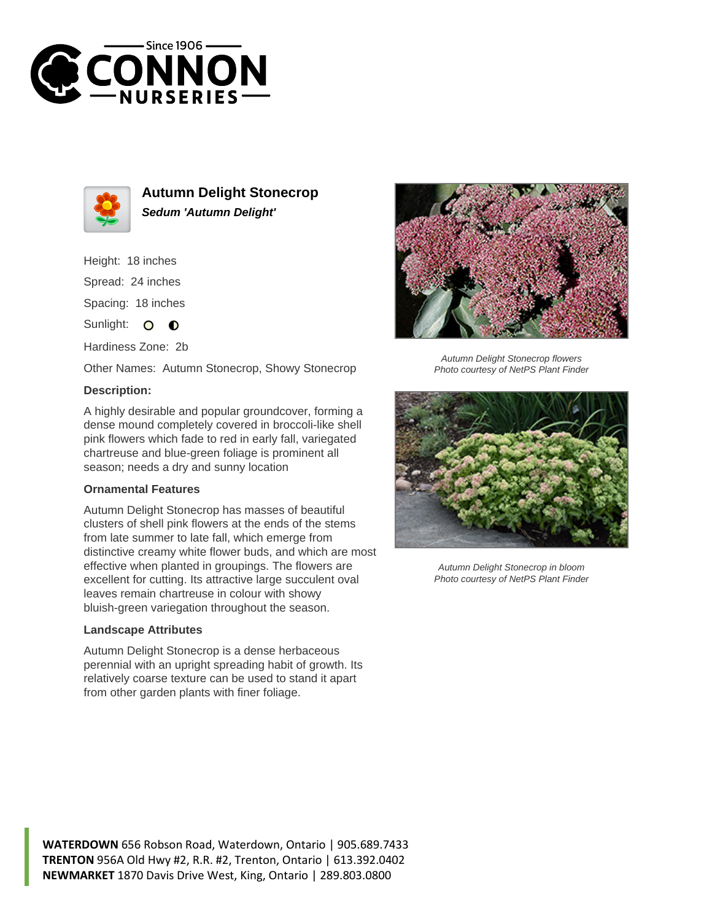# Autumn Delight Stonecrop

***Sedum 'Autumn Delight'***

Height: 18 inches

Spread: 24 inches

Spacing: 18 inches

Sunlight:

Hardiness Zone: 2b

Other Names: Autumn Stonecrop, Showy Stonecrop

### Description:

A highly desirable and popular groundcover, forming a dense mound completely covered in broccoli-like shell pink flowers which fade to red in early fall, variegated chartreuse and blue-green foliage is prominent all season; needs a dry and sunny location

### Ornamental Features

Autumn Delight Stonecrop has masses of beautiful clusters of shell pink flowers at the ends of the stems from late summer to late fall, which emerge from distinctive creamy white flower buds, and which are most effective when planted in groupings. The flowers are excellent for cutting. Its attractive large succulent oval leaves remain chartreuse in colour with showy bluish-green variegation throughout the season.

### Landscape Attributes

Autumn Delight Stonecrop is a dense herbaceous perennial with an upright spreading habit of growth. Its relatively coarse texture can be used to stand it apart from other garden plants with finer foliage.

*Autumn Delight Stonecrop flowers*
*Photo courtesy of NetPS Plant Finder*

*Autumn Delight Stonecrop in bloom*
*Photo courtesy of NetPS Plant Finder*

**WATERDOWN** 656 Robson Road, Waterdown, Ontario | 905.689.7433
**TRENTON** 956A Old Hwy #2, R.R. #2, Trenton, Ontario | 613.392.0402
**NEWMARKET** 1870 Davis Drive West, King, Ontario | 289.803.0800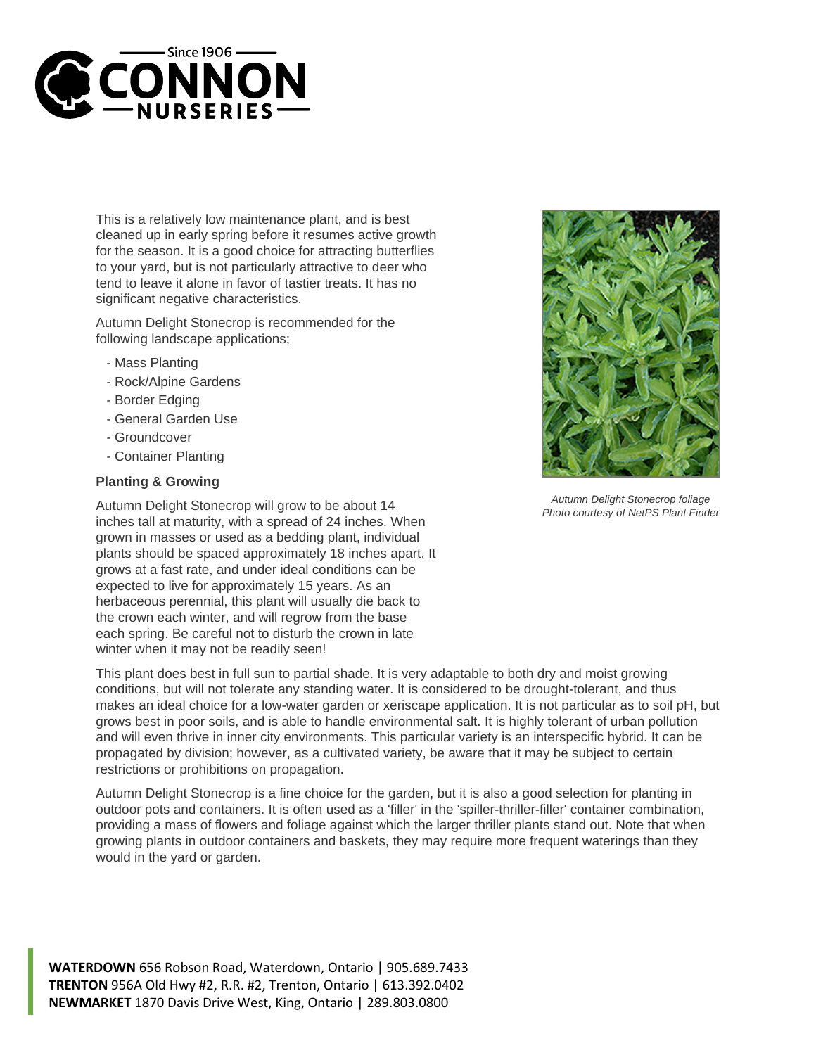This is a relatively low maintenance plant, and is best cleaned up in early spring before it resumes active growth for the season. It is a good choice for attracting butterflies to your yard, but is not particularly attractive to deer who tend to leave it alone in favor of tastier treats. It has no significant negative characteristics.

Autumn Delight Stonecrop is recommended for the following landscape applications;

- Mass Planting
- Rock/Alpine Gardens
- Border Edging
- General Garden Use
- Groundcover
- Container Planting

*Autumn Delight Stonecrop foliage*
*Photo courtesy of NetPS Plant Finder*

### Planting & Growing

Autumn Delight Stonecrop will grow to be about 14 inches tall at maturity, with a spread of 24 inches. When grown in masses or used as a bedding plant, individual plants should be spaced approximately 18 inches apart. It grows at a fast rate, and under ideal conditions can be expected to live for approximately 15 years. As an herbaceous perennial, this plant will usually die back to the crown each winter, and will regrow from the base each spring. Be careful not to disturb the crown in late winter when it may not be readily seen!

This plant does best in full sun to partial shade. It is very adaptable to both dry and moist growing conditions, but will not tolerate any standing water. It is considered to be drought-tolerant, and thus makes an ideal choice for a low-water garden or xeriscape application. It is not particular as to soil pH, but grows best in poor soils, and is able to handle environmental salt. It is highly tolerant of urban pollution and will even thrive in inner city environments. This particular variety is an interspecific hybrid. It can be propagated by division; however, as a cultivated variety, be aware that it may be subject to certain restrictions or prohibitions on propagation.

Autumn Delight Stonecrop is a fine choice for the garden, but it is also a good selection for planting in outdoor pots and containers. It is often used as a 'filler' in the 'spiller-thriller-filler' container combination, providing a mass of flowers and foliage against which the larger thriller plants stand out. Note that when growing plants in outdoor containers and baskets, they may require more frequent waterings than they would in the yard or garden.